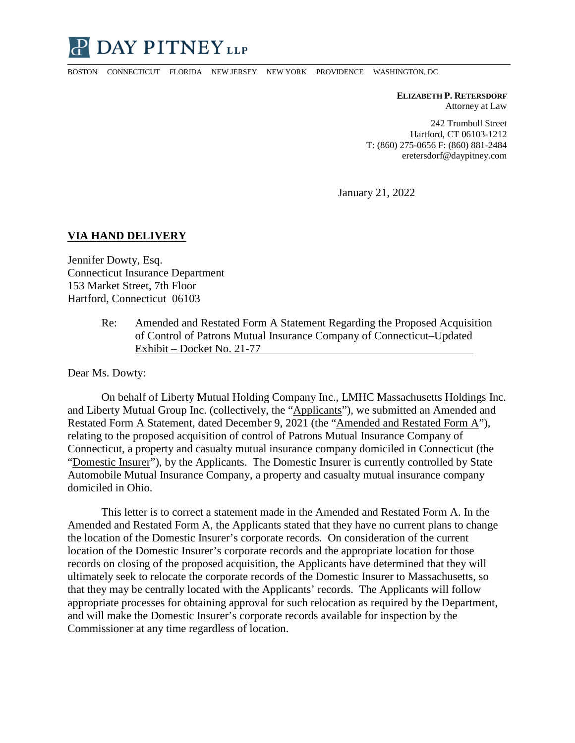**DAY PITNEY LLP**

BOSTON CONNECTICUT FLORIDA NEW JERSEY NEW YORK PROVIDENCE WASHINGTON, DC

**ELIZABETH P. RETERSDORF**
Attorney at Law

242 Trumbull Street
Hartford, CT 06103-1212
T: (860) 275-0656 F: (860) 881-2484
eretersdorf@daypitney.com

January 21, 2022

**VIA HAND DELIVERY**

Jennifer Dowty, Esq.
Connecticut Insurance Department
153 Market Street, 7th Floor
Hartford, Connecticut 06103

Re: Amended and Restated Form A Statement Regarding the Proposed Acquisition of Control of Patrons Mutual Insurance Company of Connecticut–Updated Exhibit – Docket No. 21-77

Dear Ms. Dowty:

On behalf of Liberty Mutual Holding Company Inc., LMHC Massachusetts Holdings Inc. and Liberty Mutual Group Inc. (collectively, the "Applicants"), we submitted an Amended and Restated Form A Statement, dated December 9, 2021 (the "Amended and Restated Form A"), relating to the proposed acquisition of control of Patrons Mutual Insurance Company of Connecticut, a property and casualty mutual insurance company domiciled in Connecticut (the "Domestic Insurer"), by the Applicants. The Domestic Insurer is currently controlled by State Automobile Mutual Insurance Company, a property and casualty mutual insurance company domiciled in Ohio.

This letter is to correct a statement made in the Amended and Restated Form A. In the Amended and Restated Form A, the Applicants stated that they have no current plans to change the location of the Domestic Insurer's corporate records. On consideration of the current location of the Domestic Insurer's corporate records and the appropriate location for those records on closing of the proposed acquisition, the Applicants have determined that they will ultimately seek to relocate the corporate records of the Domestic Insurer to Massachusetts, so that they may be centrally located with the Applicants' records. The Applicants will follow appropriate processes for obtaining approval for such relocation as required by the Department, and will make the Domestic Insurer's corporate records available for inspection by the Commissioner at any time regardless of location.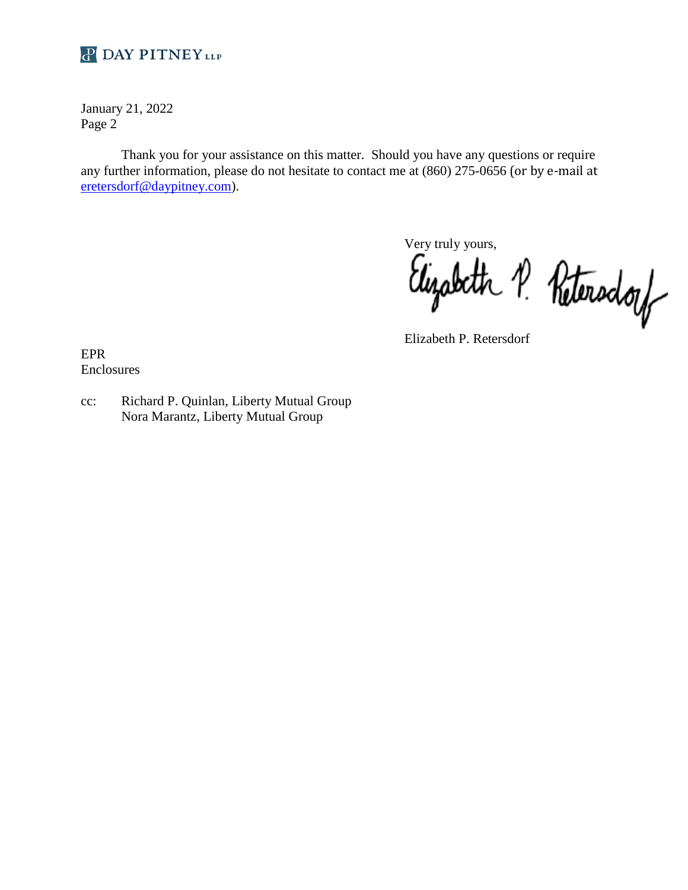January 21, 2022

Thank you for your assistance on this matter. Should you have any questions or require any further information, please do not hesitate to contact me at (860) 275-0656 (or by e-mail at eretersdorf@daypitney.com).

Very truly yours,

Elizabeth P. Retersdorf

EPR
Enclosures

cc: Richard P. Quinlan, Liberty Mutual Group
Nora Marantz, Liberty Mutual Group